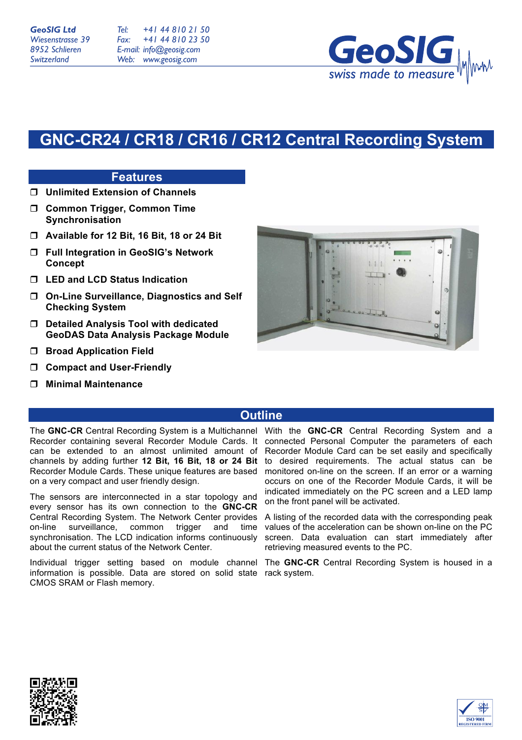GeoSIG Ltd
Wiesenstrasse 39
8952 Schlieren
Switzerland

Tel: +41 44 810 21 50
Fax: +41 44 810 23 50
E-mail: info@geosig.com
Web: www.geosig.com

GeoSIG swiss made to measure

# GNC-CR24 / CR18 / CR16 / CR12 Central Recording System

## Features

- **Unlimited Extension of Channels**
- **Common Trigger, Common Time Synchronisation**
- **Available for 12 Bit, 16 Bit, 18 or 24 Bit**
- **Full Integration in GeoSIG's Network Concept**
- **LED and LCD Status Indication**
- **On-Line Surveillance, Diagnostics and Self Checking System**
- **Detailed Analysis Tool with dedicated GeoDAS Data Analysis Package Module**
- **Broad Application Field**
- **Compact and User-Friendly**
- **Minimal Maintenance**

## Outline

The **GNC-CR** Central Recording System is a Multichannel Recorder containing several Recorder Module Cards. It can be extended to an almost unlimited amount of channels by adding further **12 Bit, 16 Bit, 18 or 24 Bit** Recorder Module Cards. These unique features are based on a very compact and user friendly design.

The sensors are interconnected in a star topology and every sensor has its own connection to the **GNC-CR** Central Recording System. The Network Center provides on-line surveillance, common trigger and time synchronisation. The LCD indication informs continuously about the current status of the Network Center.

Individual trigger setting based on module channel information is possible. Data are stored on solid state CMOS SRAM or Flash memory.

With the **GNC-CR** Central Recording System and a connected Personal Computer the parameters of each Recorder Module Card can be set easily and specifically to desired requirements. The actual status can be monitored on-line on the screen. If an error or a warning occurs on one of the Recorder Module Cards, it will be indicated immediately on the PC screen and a LED lamp on the front panel will be activated.

A listing of the recorded data with the corresponding peak values of the acceleration can be shown on-line on the PC screen. Data evaluation can start immediately after retrieving measured events to the PC.

The **GNC-CR** Central Recording System is housed in a rack system.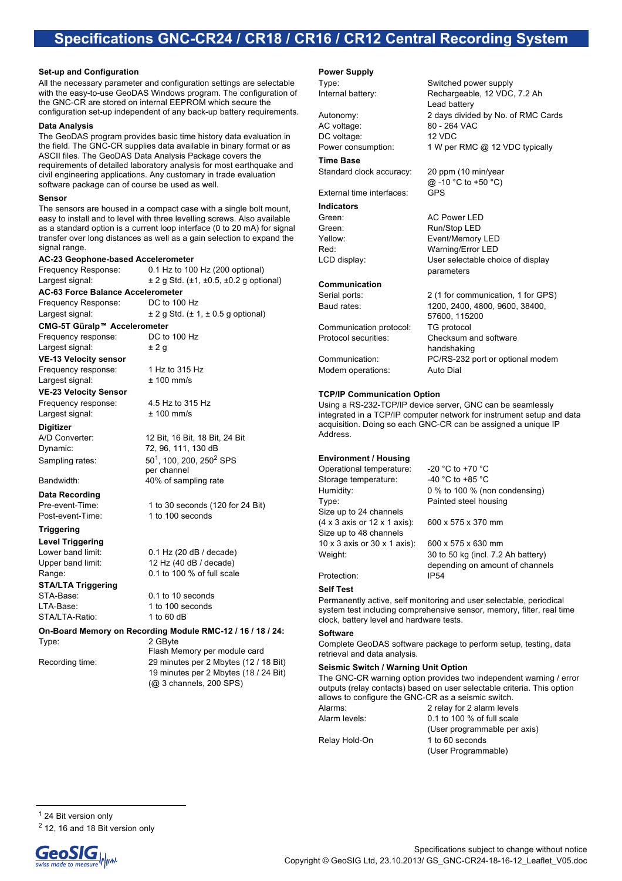# Specifications GNC-CR24 / CR18 / CR16 / CR12 Central Recording System

### Set-up and Configuration

All the necessary parameter and configuration settings are selectable with the easy-to-use GeoDAS Windows program. The configuration of the GNC-CR are stored on internal EEPROM which secure the configuration set-up independent of any back-up battery requirements.

### Data Analysis

The GeoDAS program provides basic time history data evaluation in the field. The GNC-CR supplies data available in binary format or as ASCII files. The GeoDAS Data Analysis Package covers the requirements of detailed laboratory analysis for most earthquake and civil engineering applications. Any customary in trade evaluation software package can of course be used as well.

### Sensor

The sensors are housed in a compact case with a single bolt mount, easy to install and to level with three levelling screws. Also available as a standard option is a current loop interface (0 to 20 mA) for signal transfer over long distances as well as a gain selection to expand the signal range.

### AC-23 Geophone-based Accelerometer

| | |
|---|---|
| Frequency Response: | 0.1 Hz to 100 Hz (200 optional) |
| Largest signal: | ± 2 g Std. (±1, ±0.5, ±0.2 g optional) |

### AC-63 Force Balance Accelerometer

| | |
|---|---|
| Frequency Response: | DC to 100 Hz |
| Largest signal: | ± 2 g Std. (± 1, ± 0.5 g optional) |

### CMG-5T Güralp™ Accelerometer

| | |
|---|---|
| Frequency response: | DC to 100 Hz |
| Largest signal: | ± 2 g |

### VE-13 Velocity sensor

| | |
|---|---|
| Frequency response: | 1 Hz to 315 Hz |
| Largest signal: | ± 100 mm/s |

### VE-23 Velocity Sensor

| | |
|---|---|
| Frequency response: | 4.5 Hz to 315 Hz |
| Largest signal: | ± 100 mm/s |

### Digitizer

| | |
|---|---|
| A/D Converter: | 12 Bit, 16 Bit, 18 Bit, 24 Bit |
| Dynamic: | 72, 96, 111, 130 dB |
| Sampling rates: | 50[1], 100, 200, 250[2] SPS per channel |
| Bandwidth: | 40% of sampling rate |

### Data Recording

| | |
|---|---|
| Pre-event-Time: | 1 to 30 seconds (120 for 24 Bit) |
| Post-event-Time: | 1 to 100 seconds |

### Triggering

#### Level Triggering

| | |
|---|---|
| Lower band limit: | 0.1 Hz (20 dB / decade) |
| Upper band limit: | 12 Hz (40 dB / decade) |
| Range: | 0.1 to 100 % of full scale |

#### STA/LTA Triggering

| | |
|---|---|
| STA-Base: | 0.1 to 10 seconds |
| LTA-Base: | 1 to 100 seconds |
| STA/LTA-Ratio: | 1 to 60 dB |

### On-Board Memory on Recording Module RMC-12 / 16 / 18 / 24:

| | |
|---|---|
| Type: | 2 GByte Flash Memory per module card |
| Recording time: | 29 minutes per 2 Mbytes (12 / 18 Bit)<br>19 minutes per 2 Mbytes (18 / 24 Bit)<br>(@ 3 channels, 200 SPS) |

### Power Supply

| | |
|---|---|
| Type: | Switched power supply |
| Internal battery: | Rechargeable, 12 VDC, 7.2 Ah Lead battery |
| Autonomy: | 2 days divided by No. of RMC Cards |
| AC voltage: | 80 - 264 VAC |
| DC voltage: | 12 VDC |
| Power consumption: | 1 W per RMC @ 12 VDC typically |

### Time Base

| | |
|---|---|
| Standard clock accuracy: | 20 ppm (10 min/year @ -10 °C to +50 °C) |
| External time interfaces: | GPS |

### Indicators

| | |
|---|---|
| Green: | AC Power LED |
| Green: | Run/Stop LED |
| Yellow: | Event/Memory LED |
| Red: | Warning/Error LED |
| LCD display: | User selectable choice of display parameters |

### Communication

| | |
|---|---|
| Serial ports: | 2 (1 for communication, 1 for GPS) |
| Baud rates: | 1200, 2400, 4800, 9600, 38400, 57600, 115200 |
| Communication protocol: | TG protocol |
| Protocol securities: | Checksum and software handshaking |
| Communication: | PC/RS-232 port or optional modem |
| Modem operations: | Auto Dial |

### TCP/IP Communication Option

Using a RS-232-TCP/IP device server, GNC can be seamlessly integrated in a TCP/IP computer network for instrument setup and data acquisition. Doing so each GNC-CR can be assigned a unique IP Address.

### Environment / Housing

| | |
|---|---|
| Operational temperature: | -20 °C to +70 °C |
| Storage temperature: | -40 °C to +85 °C |
| Humidity: | 0 % to 100 % (non condensing) |
| Type: | Painted steel housing |
| Size up to 24 channels (4 x 3 axis or 12 x 1 axis): | 600 x 575 x 370 mm |
| Size up to 48 channels 10 x 3 axis or 30 x 1 axis): | 600 x 575 x 630 mm |
| Weight: | 30 to 50 kg (incl. 7.2 Ah battery) depending on amount of channels |
| Protection: | IP54 |

### Self Test

Permanently active, self monitoring and user selectable, periodical system test including comprehensive sensor, memory, filter, real time clock, battery level and hardware tests.

### Software

Complete GeoDAS software package to perform setup, testing, data retrieval and data analysis.

### Seismic Switch / Warning Unit Option

The GNC-CR warning option provides two independent warning / error outputs (relay contacts) based on user selectable criteria. This option allows to configure the GNC-CR as a seismic switch.

| | |
|---|---|
| Alarms: | 2 relay for 2 alarm levels |
| Alarm levels: | 0.1 to 100 % of full scale (User programmable per axis) |
| Relay Hold-On | 1 to 60 seconds (User Programmable) |

[1] 24 Bit version only

[2] 12, 16 and 18 Bit version only

Specifications subject to change without notice
Copyright © GeoSIG Ltd, 23.10.2013/ GS_GNC-CR24-18-16-12_Leaflet_V05.doc